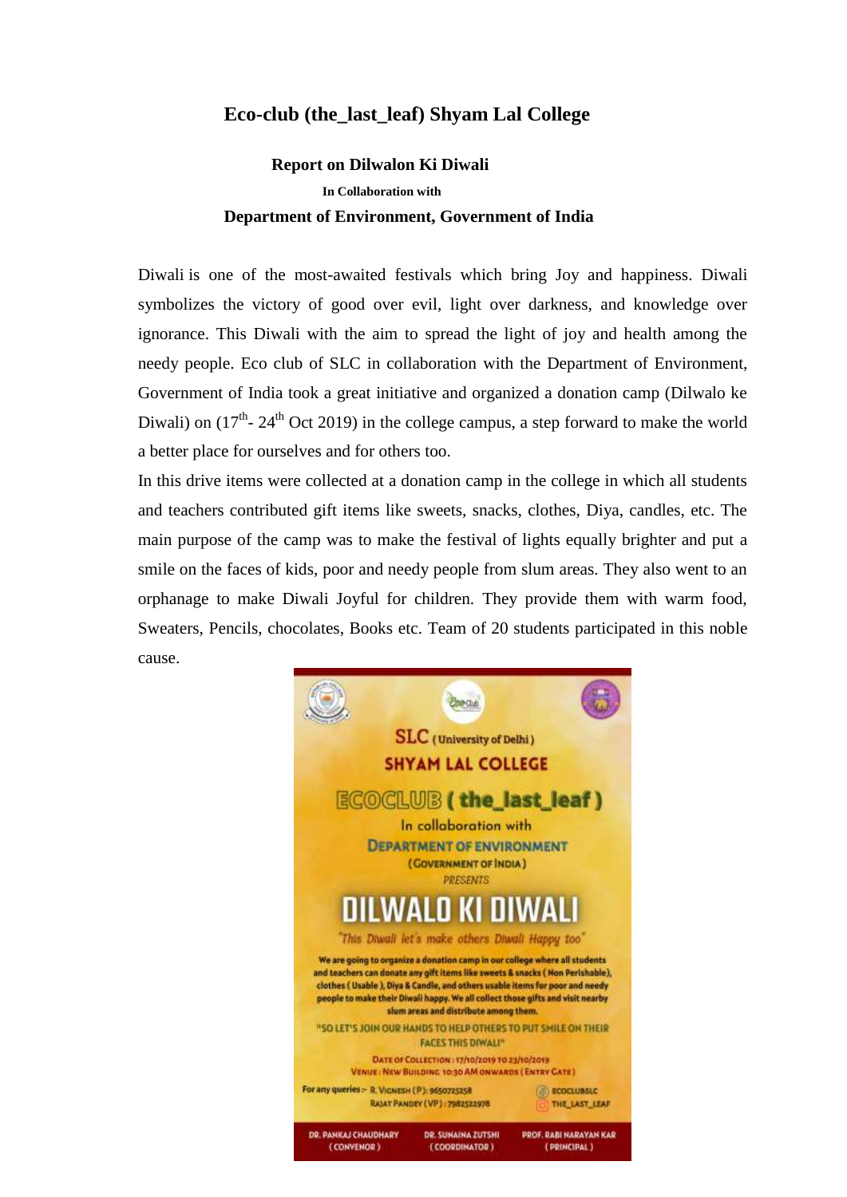# Eco-club (the_last_leaf) Shyam Lal College

## Report on Dilwalon Ki Diwali

**In Collaboration with**

## Department of Environment, Government of India

Diwali is one of the most-awaited festivals which bring Joy and happiness. Diwali symbolizes the victory of good over evil, light over darkness, and knowledge over ignorance. This Diwali with the aim to spread the light of joy and health among the needy people. Eco club of SLC in collaboration with the Department of Environment, Government of India took a great initiative and organized a donation camp (Dilwalo ke Diwali) on (17th- 24th Oct 2019) in the college campus, a step forward to make the world a better place for ourselves and for others too.

In this drive items were collected at a donation camp in the college in which all students and teachers contributed gift items like sweets, snacks, clothes, Diya, candles, etc. The main purpose of the camp was to make the festival of lights equally brighter and put a smile on the faces of kids, poor and needy people from slum areas. They also went to an orphanage to make Diwali Joyful for children. They provide them with warm food, Sweaters, Pencils, chocolates, Books etc. Team of 20 students participated in this noble cause.

SLC (University of Delhi)

SHYAM LAL COLLEGE

ECOCLUB ( the_last_leaf )

In collaboration with

DEPARTMENT OF ENVIRONMENT

(GOVERNMENT OF INDIA)

PRESENTS

DILWALO KI DIWALI

*"This Diwali let's make others Diwali Happy too"*

We are going to organize a donation camp in our college where all students and teachers can donate any gift items like sweets & snacks (Non Perishable), clothes (Usable), Diya & Candle, and others usable items for poor and needy people to make their Diwali happy. We all collect those gifts and visit nearby slum areas and distribute among them.

"SO LET'S JOIN OUR HANDS TO HELP OTHERS TO PUT SMILE ON THEIR FACES THIS DIWALI"

DATE OF COLLECTION : 17/10/2019 TO 23/10/2019

VENUE : NEW BUILDING 10:30 AM ONWARDS (ENTRY GATE)

For any queries :- R. VIGNESH (P) : 9650725258
RAJAT PANDEY (VP) : 7982522978

ECOCLUBSLC
THE_LAST_LEAF

DR. PANKAJ CHAUDHARY (CONVENOR) | DR. SUNAINA ZUTSHI (COORDINATOR) | PROF. RABI NARAYAN KAR (PRINCIPAL)